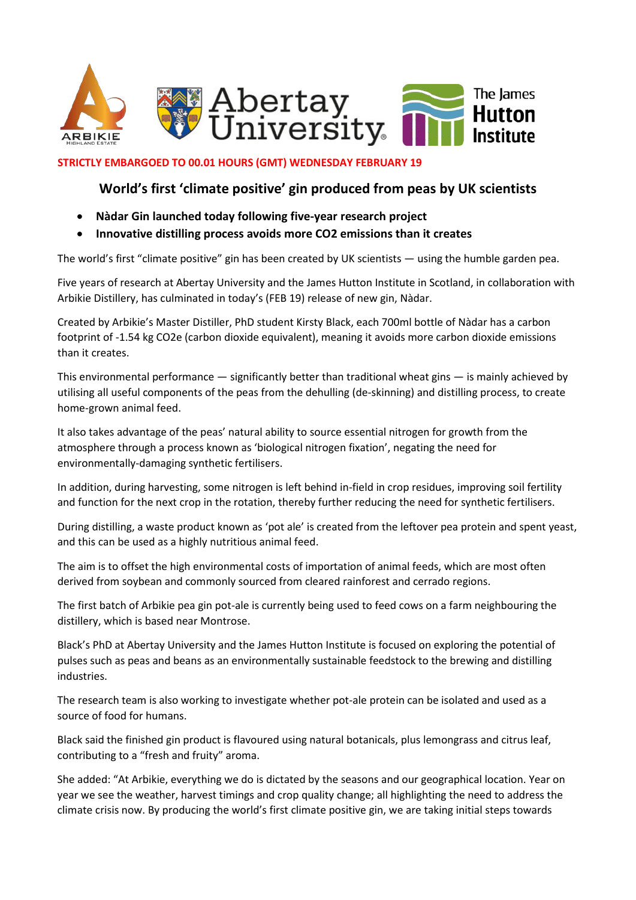**STRICTLY EMBARGOED TO 00.01 HOURS (GMT) WEDNESDAY FEBRUARY 19**

## World's first 'climate positive' gin produced from peas by UK scientists

- **Nàdar Gin launched today following five-year research project**
- **Innovative distilling process avoids more CO2 emissions than it creates**

The world's first "climate positive" gin has been created by UK scientists — using the humble garden pea.

Five years of research at Abertay University and the James Hutton Institute in Scotland, in collaboration with Arbikie Distillery, has culminated in today's (FEB 19) release of new gin, Nàdar.

Created by Arbikie's Master Distiller, PhD student Kirsty Black, each 700ml bottle of Nàdar has a carbon footprint of -1.54 kg CO2e (carbon dioxide equivalent), meaning it avoids more carbon dioxide emissions than it creates.

This environmental performance — significantly better than traditional wheat gins — is mainly achieved by utilising all useful components of the peas from the dehulling (de-skinning) and distilling process, to create home-grown animal feed.

It also takes advantage of the peas' natural ability to source essential nitrogen for growth from the atmosphere through a process known as 'biological nitrogen fixation', negating the need for environmentally-damaging synthetic fertilisers.

In addition, during harvesting, some nitrogen is left behind in-field in crop residues, improving soil fertility and function for the next crop in the rotation, thereby further reducing the need for synthetic fertilisers.

During distilling, a waste product known as 'pot ale' is created from the leftover pea protein and spent yeast, and this can be used as a highly nutritious animal feed.

The aim is to offset the high environmental costs of importation of animal feeds, which are most often derived from soybean and commonly sourced from cleared rainforest and cerrado regions.

The first batch of Arbikie pea gin pot-ale is currently being used to feed cows on a farm neighbouring the distillery, which is based near Montrose.

Black's PhD at Abertay University and the James Hutton Institute is focused on exploring the potential of pulses such as peas and beans as an environmentally sustainable feedstock to the brewing and distilling industries.

The research team is also working to investigate whether pot-ale protein can be isolated and used as a source of food for humans.

Black said the finished gin product is flavoured using natural botanicals, plus lemongrass and citrus leaf, contributing to a "fresh and fruity" aroma.

She added: "At Arbikie, everything we do is dictated by the seasons and our geographical location. Year on year we see the weather, harvest timings and crop quality change; all highlighting the need to address the climate crisis now. By producing the world's first climate positive gin, we are taking initial steps towards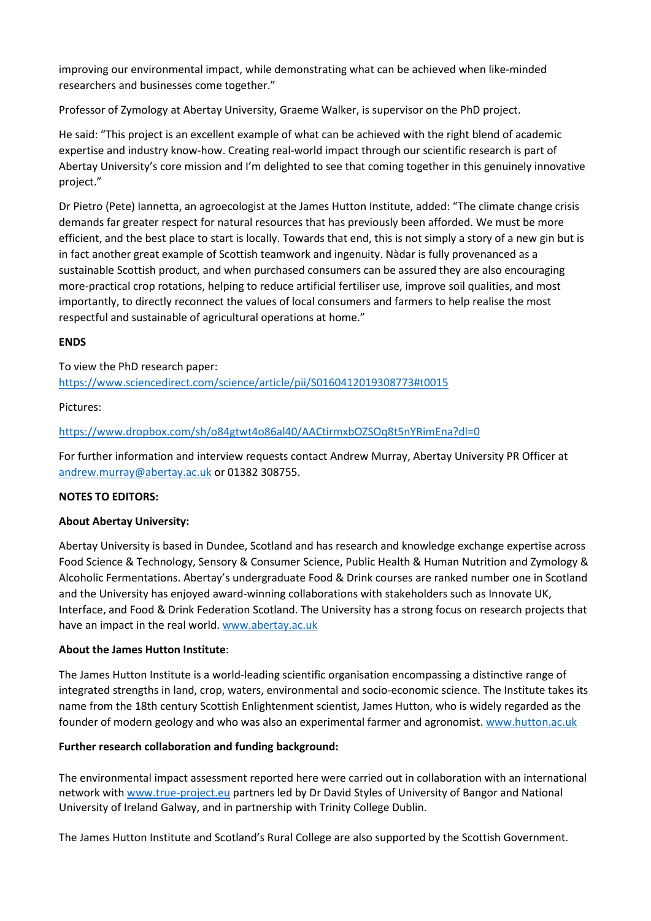improving our environmental impact, while demonstrating what can be achieved when like-minded researchers and businesses come together."

Professor of Zymology at Abertay University, Graeme Walker, is supervisor on the PhD project.

He said: "This project is an excellent example of what can be achieved with the right blend of academic expertise and industry know-how. Creating real-world impact through our scientific research is part of Abertay University's core mission and I'm delighted to see that coming together in this genuinely innovative project."

Dr Pietro (Pete) Iannetta, an agroecologist at the James Hutton Institute, added: "The climate change crisis demands far greater respect for natural resources that has previously been afforded. We must be more efficient, and the best place to start is locally. Towards that end, this is not simply a story of a new gin but is in fact another great example of Scottish teamwork and ingenuity. Nàdar is fully provenanced as a sustainable Scottish product, and when purchased consumers can be assured they are also encouraging more-practical crop rotations, helping to reduce artificial fertiliser use, improve soil qualities, and most importantly, to directly reconnect the values of local consumers and farmers to help realise the most respectful and sustainable of agricultural operations at home."

**ENDS**

To view the PhD research paper:
https://www.sciencedirect.com/science/article/pii/S0160412019308773#t0015

Pictures:

https://www.dropbox.com/sh/o84gtwt4o86al40/AACtirmxbOZSOq8t5nYRimEna?dl=0

For further information and interview requests contact Andrew Murray, Abertay University PR Officer at andrew.murray@abertay.ac.uk or 01382 308755.

**NOTES TO EDITORS:**

**About Abertay University:**

Abertay University is based in Dundee, Scotland and has research and knowledge exchange expertise across Food Science & Technology, Sensory & Consumer Science, Public Health & Human Nutrition and Zymology & Alcoholic Fermentations. Abertay's undergraduate Food & Drink courses are ranked number one in Scotland and the University has enjoyed award-winning collaborations with stakeholders such as Innovate UK, Interface, and Food & Drink Federation Scotland. The University has a strong focus on research projects that have an impact in the real world. www.abertay.ac.uk

**About the James Hutton Institute**:

The James Hutton Institute is a world-leading scientific organisation encompassing a distinctive range of integrated strengths in land, crop, waters, environmental and socio-economic science. The Institute takes its name from the 18th century Scottish Enlightenment scientist, James Hutton, who is widely regarded as the founder of modern geology and who was also an experimental farmer and agronomist. www.hutton.ac.uk

**Further research collaboration and funding background:**

The environmental impact assessment reported here were carried out in collaboration with an international network with www.true-project.eu partners led by Dr David Styles of University of Bangor and National University of Ireland Galway, and in partnership with Trinity College Dublin.

The James Hutton Institute and Scotland's Rural College are also supported by the Scottish Government.